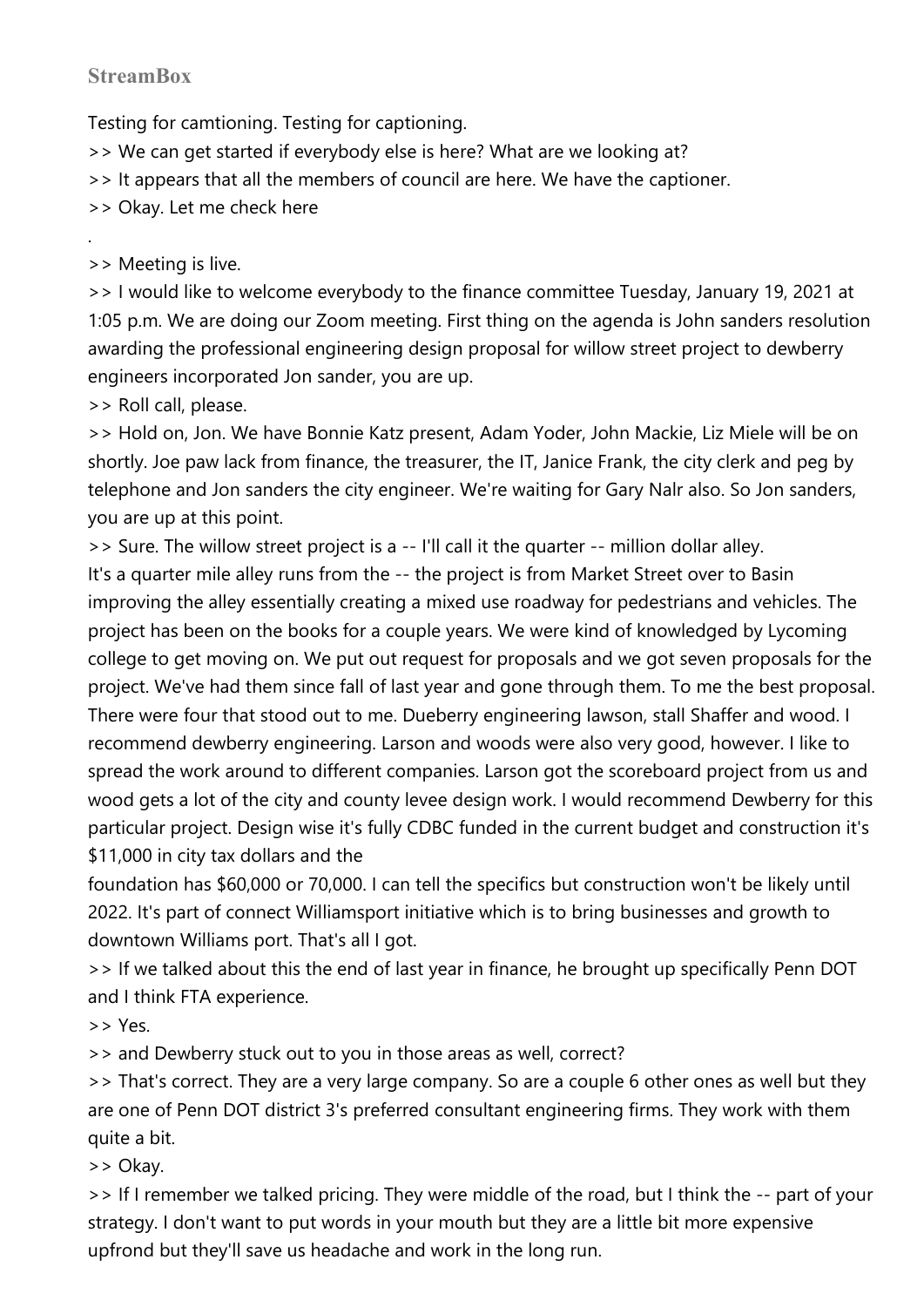**StreamBox**

Testing for camtioning. Testing for captioning.

>> We can get started if everybody else is here? What are we looking at?

>> It appears that all the members of council are here. We have the captioner.

>> Okay. Let me check here

.

>> Meeting is live.

>> I would like to welcome everybody to the finance committee Tuesday, January 19, 2021 at 1:05 p.m. We are doing our Zoom meeting. First thing on the agenda is John sanders resolution awarding the professional engineering design proposal for willow street project to dewberry engineers incorporated Jon sander, you are up.

>> Roll call, please.

>> Hold on, Jon. We have Bonnie Katz present, Adam Yoder, John Mackie, Liz Miele will be on shortly. Joe paw lack from finance, the treasurer, the IT, Janice Frank, the city clerk and peg by telephone and Jon sanders the city engineer. We're waiting for Gary Nalr also. So Jon sanders, you are up at this point.

>> Sure. The willow street project is a -- I'll call it the quarter -- million dollar alley. It's a quarter mile alley runs from the -- the project is from Market Street over to Basin improving the alley essentially creating a mixed use roadway for pedestrians and vehicles. The project has been on the books for a couple years. We were kind of knowledged by Lycoming college to get moving on. We put out request for proposals and we got seven proposals for the project. We've had them since fall of last year and gone through them. To me the best proposal. There were four that stood out to me. Dueberry engineering lawson, stall Shaffer and wood. I recommend dewberry engineering. Larson and woods were also very good, however. I like to spread the work around to different companies. Larson got the scoreboard project from us and wood gets a lot of the city and county levee design work. I would recommend Dewberry for this particular project. Design wise it's fully CDBC funded in the current budget and construction it's $11,000 in city tax dollars and the foundation has $60,000 or 70,000. I can tell the specifics but construction won't be likely until 2022. It's part of connect Williamsport initiative which is to bring businesses and growth to downtown Williams port. That's all I got.

>> If we talked about this the end of last year in finance, he brought up specifically Penn DOT and I think FTA experience.

>> Yes.

>> and Dewberry stuck out to you in those areas as well, correct?

>> That's correct. They are a very large company. So are a couple 6 other ones as well but they are one of Penn DOT district 3's preferred consultant engineering firms. They work with them quite a bit.

>> Okay.

>> If I remember we talked pricing. They were middle of the road, but I think the -- part of your strategy. I don't want to put words in your mouth but they are a little bit more expensive upfrond but they'll save us headache and work in the long run.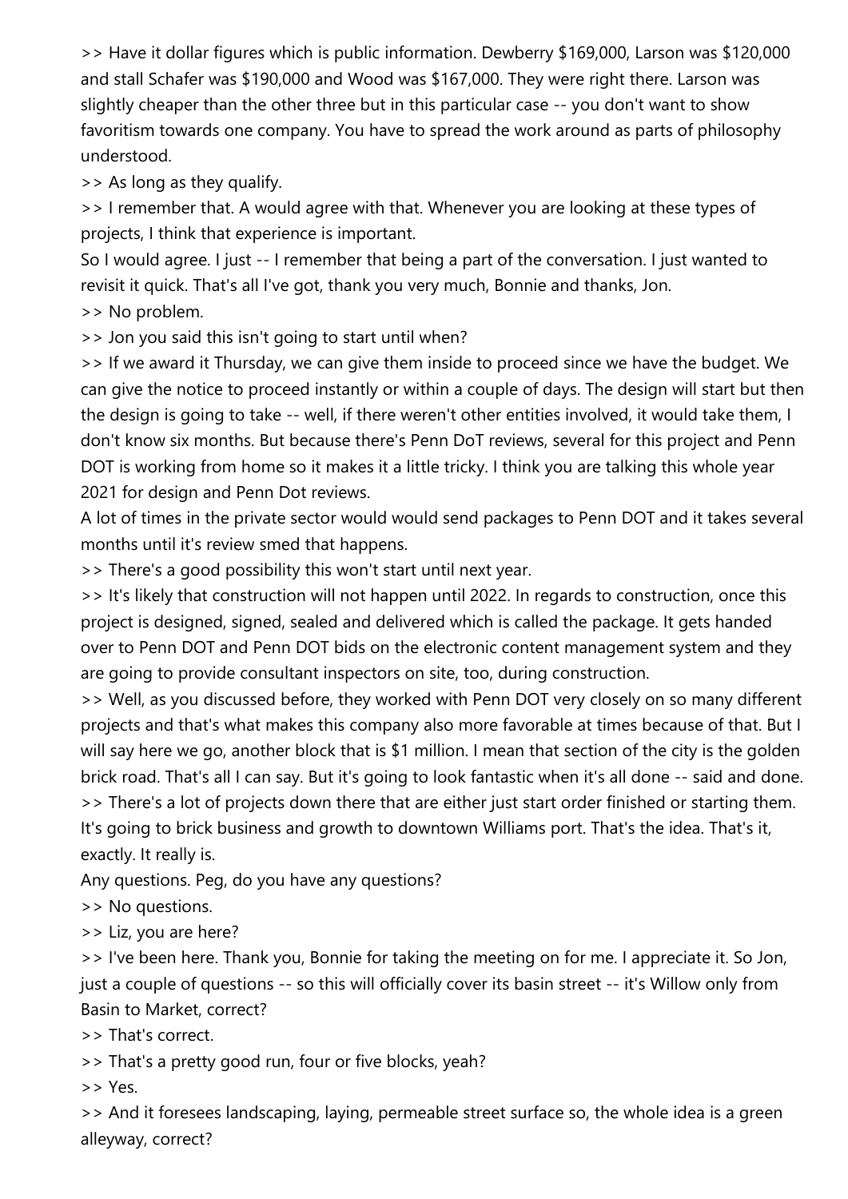>> Have it dollar figures which is public information. Dewberry $169,000, Larson was $120,000 and stall Schafer was $190,000 and Wood was $167,000. They were right there. Larson was slightly cheaper than the other three but in this particular case -- you don't want to show favoritism towards one company. You have to spread the work around as parts of philosophy understood.

>> As long as they qualify.

>> I remember that. A would agree with that. Whenever you are looking at these types of projects, I think that experience is important.

So I would agree. I just -- I remember that being a part of the conversation. I just wanted to revisit it quick. That's all I've got, thank you very much, Bonnie and thanks, Jon.

>> No problem.

>> Jon you said this isn't going to start until when?

>> If we award it Thursday, we can give them inside to proceed since we have the budget. We can give the notice to proceed instantly or within a couple of days. The design will start but then the design is going to take -- well, if there weren't other entities involved, it would take them, I don't know six months. But because there's Penn DoT reviews, several for this project and Penn DOT is working from home so it makes it a little tricky. I think you are talking this whole year 2021 for design and Penn Dot reviews.

A lot of times in the private sector would would send packages to Penn DOT and it takes several months until it's review smed that happens.

>> There's a good possibility this won't start until next year.

>> It's likely that construction will not happen until 2022. In regards to construction, once this project is designed, signed, sealed and delivered which is called the package. It gets handed over to Penn DOT and Penn DOT bids on the electronic content management system and they are going to provide consultant inspectors on site, too, during construction.

>> Well, as you discussed before, they worked with Penn DOT very closely on so many different projects and that's what makes this company also more favorable at times because of that. But I will say here we go, another block that is $1 million. I mean that section of the city is the golden brick road. That's all I can say. But it's going to look fantastic when it's all done -- said and done.

>> There's a lot of projects down there that are either just start order finished or starting them. It's going to brick business and growth to downtown Williams port. That's the idea. That's it, exactly. It really is.

Any questions. Peg, do you have any questions?

>> No questions.

>> Liz, you are here?

>> I've been here. Thank you, Bonnie for taking the meeting on for me. I appreciate it. So Jon, just a couple of questions -- so this will officially cover its basin street -- it's Willow only from Basin to Market, correct?

>> That's correct.

>> That's a pretty good run, four or five blocks, yeah?

>> Yes.

>> And it foresees landscaping, laying, permeable street surface so, the whole idea is a green alleyway, correct?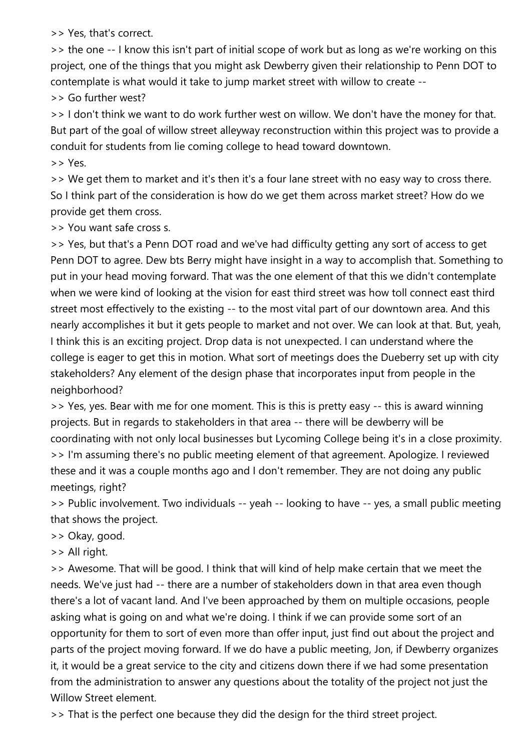>> Yes, that's correct.

>> the one -- I know this isn't part of initial scope of work but as long as we're working on this project, one of the things that you might ask Dewberry given their relationship to Penn DOT to contemplate is what would it take to jump market street with willow to create --

>> Go further west?

>> I don't think we want to do work further west on willow. We don't have the money for that. But part of the goal of willow street alleyway reconstruction within this project was to provide a conduit for students from lie coming college to head toward downtown.

>> Yes.

>> We get them to market and it's then it's a four lane street with no easy way to cross there. So I think part of the consideration is how do we get them across market street? How do we provide get them cross.

>> You want safe cross s.

>> Yes, but that's a Penn DOT road and we've had difficulty getting any sort of access to get Penn DOT to agree. Dew bts Berry might have insight in a way to accomplish that. Something to put in your head moving forward. That was the one element of that this we didn't contemplate when we were kind of looking at the vision for east third street was how toll connect east third street most effectively to the existing -- to the most vital part of our downtown area. And this nearly accomplishes it but it gets people to market and not over. We can look at that. But, yeah, I think this is an exciting project. Drop data is not unexpected. I can understand where the college is eager to get this in motion. What sort of meetings does the Dueberry set up with city stakeholders? Any element of the design phase that incorporates input from people in the neighborhood?

>> Yes, yes. Bear with me for one moment. This is this is pretty easy -- this is award winning projects. But in regards to stakeholders in that area -- there will be dewberry will be coordinating with not only local businesses but Lycoming College being it's in a close proximity.

>> I'm assuming there's no public meeting element of that agreement. Apologize. I reviewed these and it was a couple months ago and I don't remember. They are not doing any public meetings, right?

>> Public involvement. Two individuals -- yeah -- looking to have -- yes, a small public meeting that shows the project.

>> Okay, good.

>> All right.

>> Awesome. That will be good. I think that will kind of help make certain that we meet the needs. We've just had -- there are a number of stakeholders down in that area even though there's a lot of vacant land. And I've been approached by them on multiple occasions, people asking what is going on and what we're doing. I think if we can provide some sort of an opportunity for them to sort of even more than offer input, just find out about the project and parts of the project moving forward. If we do have a public meeting, Jon, if Dewberry organizes it, it would be a great service to the city and citizens down there if we had some presentation from the administration to answer any questions about the totality of the project not just the Willow Street element.

>> That is the perfect one because they did the design for the third street project.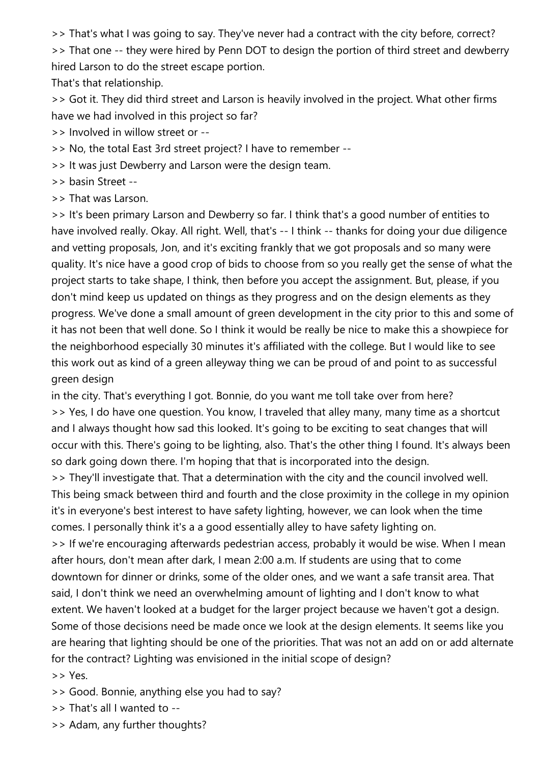>> That's what I was going to say. They've never had a contract with the city before, correct?
>> That one -- they were hired by Penn DOT to design the portion of third street and dewberry hired Larson to do the street escape portion.
That's that relationship.
>> Got it. They did third street and Larson is heavily involved in the project. What other firms have we had involved in this project so far?
>> Involved in willow street or --
>> No, the total East 3rd street project? I have to remember --
>> It was just Dewberry and Larson were the design team.
>> basin Street --
>> That was Larson.
>> It's been primary Larson and Dewberry so far. I think that's a good number of entities to have involved really. Okay. All right. Well, that's -- I think -- thanks for doing your due diligence and vetting proposals, Jon, and it's exciting frankly that we got proposals and so many were quality. It's nice have a good crop of bids to choose from so you really get the sense of what the project starts to take shape, I think, then before you accept the assignment. But, please, if you don't mind keep us updated on things as they progress and on the design elements as they progress. We've done a small amount of green development in the city prior to this and some of it has not been that well done. So I think it would be really be nice to make this a showpiece for the neighborhood especially 30 minutes it's affiliated with the college. But I would like to see this work out as kind of a green alleyway thing we can be proud of and point to as successful green design
in the city. That's everything I got. Bonnie, do you want me toll take over from here?
>> Yes, I do have one question. You know, I traveled that alley many, many time as a shortcut and I always thought how sad this looked. It's going to be exciting to seat changes that will occur with this. There's going to be lighting, also. That's the other thing I found. It's always been so dark going down there. I'm hoping that that is incorporated into the design.
>> They'll investigate that. That a determination with the city and the council involved well. This being smack between third and fourth and the close proximity in the college in my opinion it's in everyone's best interest to have safety lighting, however, we can look when the time comes. I personally think it's a a good essentially alley to have safety lighting on.
>> If we're encouraging afterwards pedestrian access, probably it would be wise. When I mean after hours, don't mean after dark, I mean 2:00 a.m. If students are using that to come downtown for dinner or drinks, some of the older ones, and we want a safe transit area. That said, I don't think we need an overwhelming amount of lighting and I don't know to what extent. We haven't looked at a budget for the larger project because we haven't got a design. Some of those decisions need be made once we look at the design elements. It seems like you are hearing that lighting should be one of the priorities. That was not an add on or add alternate for the contract? Lighting was envisioned in the initial scope of design?
>> Yes.
>> Good. Bonnie, anything else you had to say?
>> That's all I wanted to --
>> Adam, any further thoughts?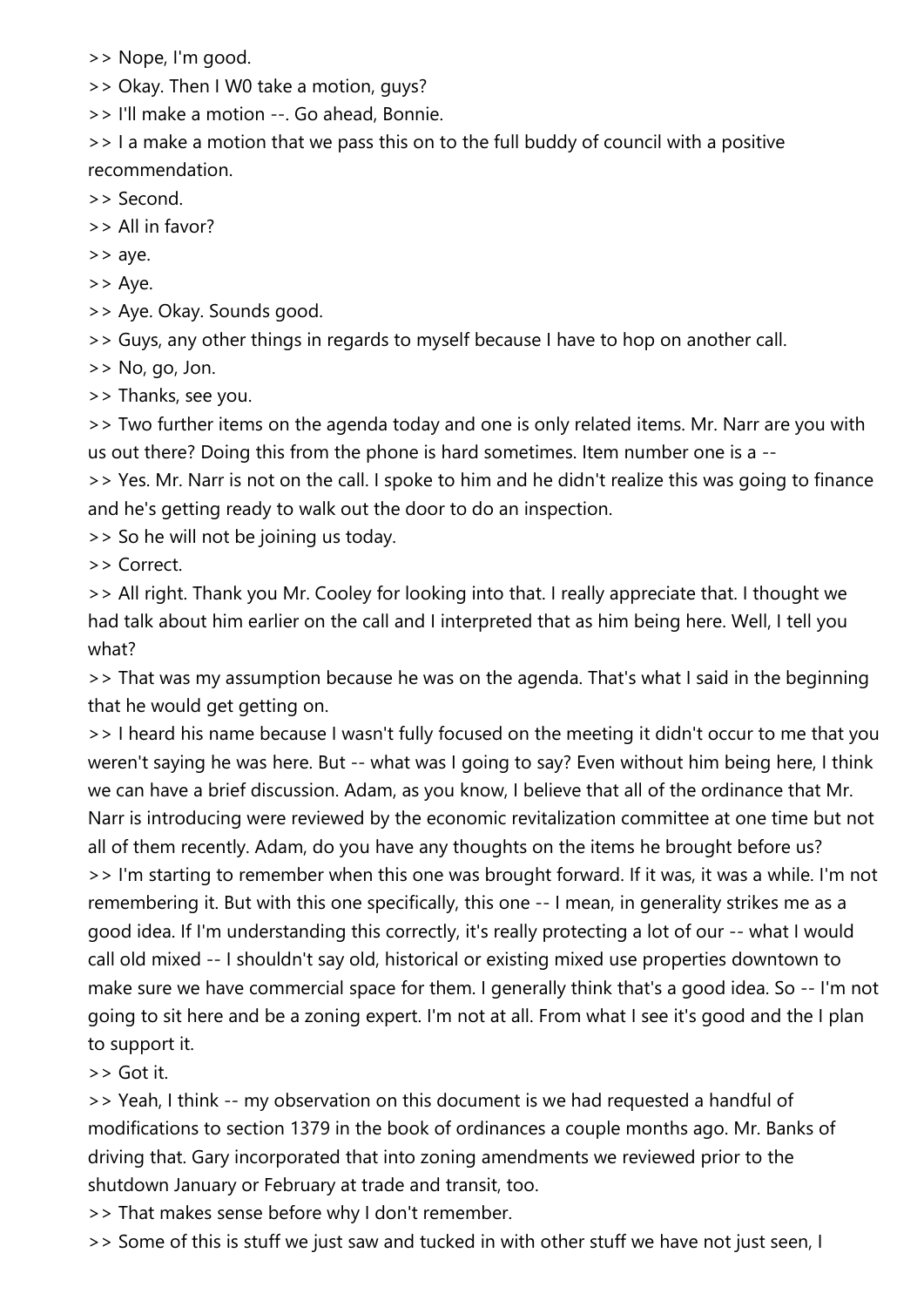>> Nope, I'm good.

>> Okay. Then I W0 take a motion, guys?

>> I'll make a motion --. Go ahead, Bonnie.

>> I a make a motion that we pass this on to the full buddy of council with a positive recommendation.

>> Second.

>> All in favor?

>> aye.

>> Aye.

>> Aye. Okay. Sounds good.

>> Guys, any other things in regards to myself because I have to hop on another call.

>> No, go, Jon.

>> Thanks, see you.

>> Two further items on the agenda today and one is only related items. Mr. Narr are you with us out there? Doing this from the phone is hard sometimes. Item number one is a --

>> Yes. Mr. Narr is not on the call. I spoke to him and he didn't realize this was going to finance and he's getting ready to walk out the door to do an inspection.

>> So he will not be joining us today.

>> Correct.

>> All right. Thank you Mr. Cooley for looking into that. I really appreciate that. I thought we had talk about him earlier on the call and I interpreted that as him being here. Well, I tell you what?

>> That was my assumption because he was on the agenda. That's what I said in the beginning that he would get getting on.

>> I heard his name because I wasn't fully focused on the meeting it didn't occur to me that you weren't saying he was here. But -- what was I going to say? Even without him being here, I think we can have a brief discussion. Adam, as you know, I believe that all of the ordinance that Mr. Narr is introducing were reviewed by the economic revitalization committee at one time but not all of them recently. Adam, do you have any thoughts on the items he brought before us?

>> I'm starting to remember when this one was brought forward. If it was, it was a while. I'm not remembering it. But with this one specifically, this one -- I mean, in generality strikes me as a good idea. If I'm understanding this correctly, it's really protecting a lot of our -- what I would call old mixed -- I shouldn't say old, historical or existing mixed use properties downtown to make sure we have commercial space for them. I generally think that's a good idea. So -- I'm not going to sit here and be a zoning expert. I'm not at all. From what I see it's good and the I plan to support it.

>> Got it.

>> Yeah, I think -- my observation on this document is we had requested a handful of modifications to section 1379 in the book of ordinances a couple months ago. Mr. Banks of driving that. Gary incorporated that into zoning amendments we reviewed prior to the shutdown January or February at trade and transit, too.

>> That makes sense before why I don't remember.

>> Some of this is stuff we just saw and tucked in with other stuff we have not just seen, I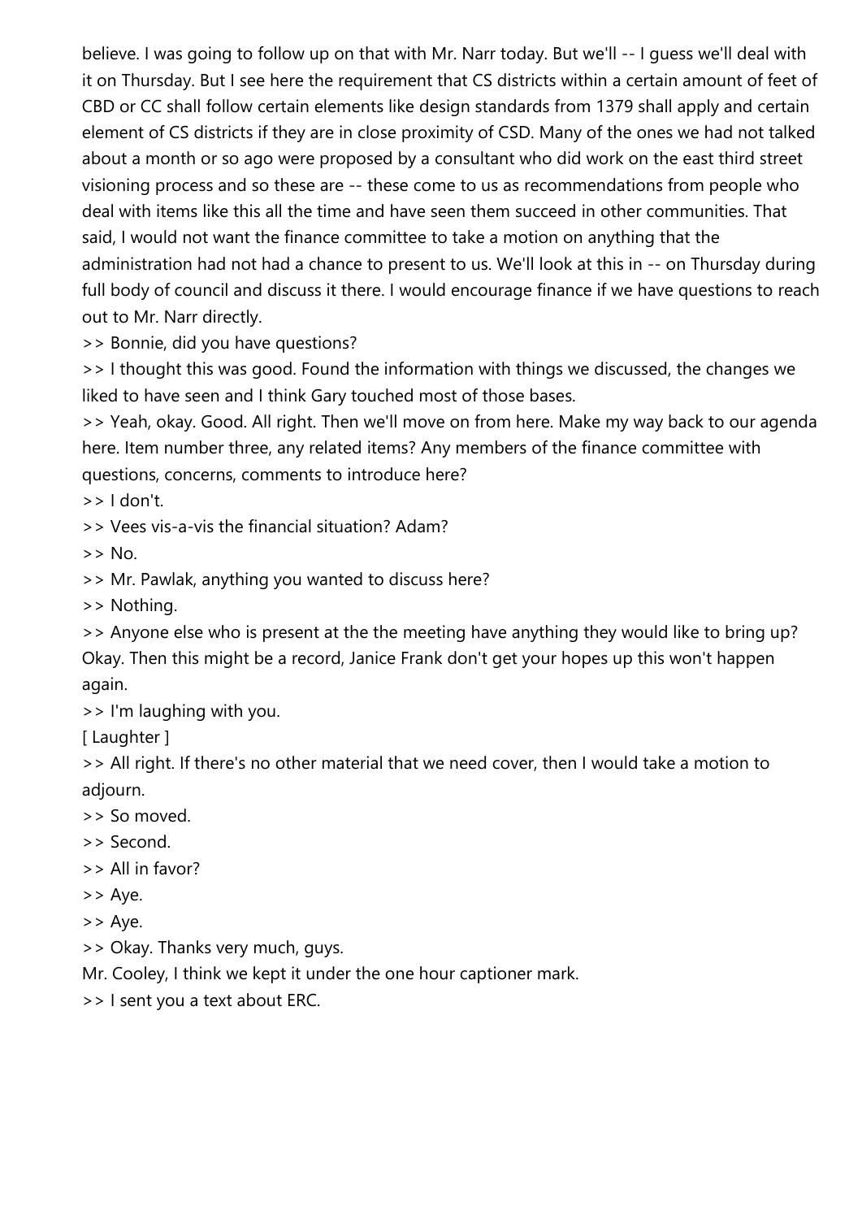believe. I was going to follow up on that with Mr. Narr today. But we'll -- I guess we'll deal with it on Thursday. But I see here the requirement that CS districts within a certain amount of feet of CBD or CC shall follow certain elements like design standards from 1379 shall apply and certain element of CS districts if they are in close proximity of CSD. Many of the ones we had not talked about a month or so ago were proposed by a consultant who did work on the east third street visioning process and so these are -- these come to us as recommendations from people who deal with items like this all the time and have seen them succeed in other communities. That said, I would not want the finance committee to take a motion on anything that the administration had not had a chance to present to us. We'll look at this in -- on Thursday during full body of council and discuss it there. I would encourage finance if we have questions to reach out to Mr. Narr directly.

>> Bonnie, did you have questions?

>> I thought this was good. Found the information with things we discussed, the changes we liked to have seen and I think Gary touched most of those bases.

>> Yeah, okay. Good. All right. Then we'll move on from here. Make my way back to our agenda here. Item number three, any related items? Any members of the finance committee with questions, concerns, comments to introduce here?

>> I don't.

>> Vees vis-a-vis the financial situation? Adam?

>> No.

>> Mr. Pawlak, anything you wanted to discuss here?

>> Nothing.

>> Anyone else who is present at the the meeting have anything they would like to bring up? Okay. Then this might be a record, Janice Frank don't get your hopes up this won't happen again.

>> I'm laughing with you.

[ Laughter ]

>> All right. If there's no other material that we need cover, then I would take a motion to adjourn.

>> So moved.

>> Second.

>> All in favor?

>> Aye.

>> Aye.

>> Okay. Thanks very much, guys.

Mr. Cooley, I think we kept it under the one hour captioner mark.

>> I sent you a text about ERC.